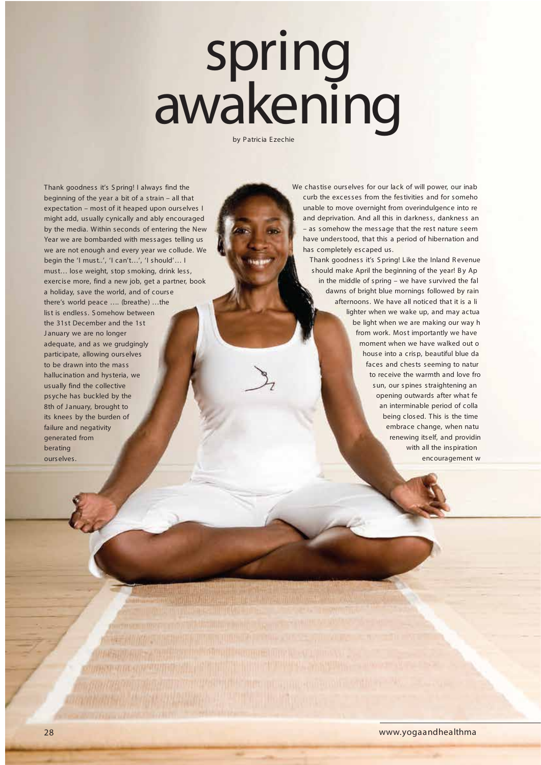# spring awakening

by Patricia Ezechie

Thank goodness it's Spring! I always find the beginning of the year a bit of a strain – all that expectation – most of it heaped upon ourselves I might add, usually cynically and ably encouraged by the media. Within seconds of entering the New Year we are bombarded with messages telling us we are not enough and every year we collude. We begin the 'I must..', 'I can't…', 'I should'… I must… lose weight, stop smoking, drink less, exercise more, find a new job, get a partner, book a holiday, save the world, and of course there's world peace …. (breathe) …the list is endless. Somehow between the 31st December and the 1st January we are no longer adequate, and as we grudgingly participate, allowing ourselves to be drawn into the mass hallucination and hysteria, we usually find the collective psyche has buckled by the 8th of January, brought to its knees by the burden of failure and negativity generated from berating ourselves.

We chastise ourselves for our lack of will power, our inab curb the excesses from the festivities and for someho unable to move overnight from overindulgence into re and deprivation. And all this in darkness, dankness an – as somehow the message that the rest nature seem have understood, that this a period of hibernation and has completely escaped us.

Thank goodness it's Spring! Like the Inland Revenue should make April the beginning of the year! By Ap in the middle of spring – we have survived the fal dawns of bright blue mornings followed by rain afternoons. We have all noticed that it is a li lighter when we wake up, and may actua be light when we are making our way h from work. Most importantly we have moment when we have walked out o house into a crisp, beautiful blue da faces and chests seeming to natur to receive the warmth and love fro sun, our spines straightening an opening outwards after what fe an interminable period of colla being closed. This is the time embrace change, when natu renewing itself, and providin with all the inspiration encouragement w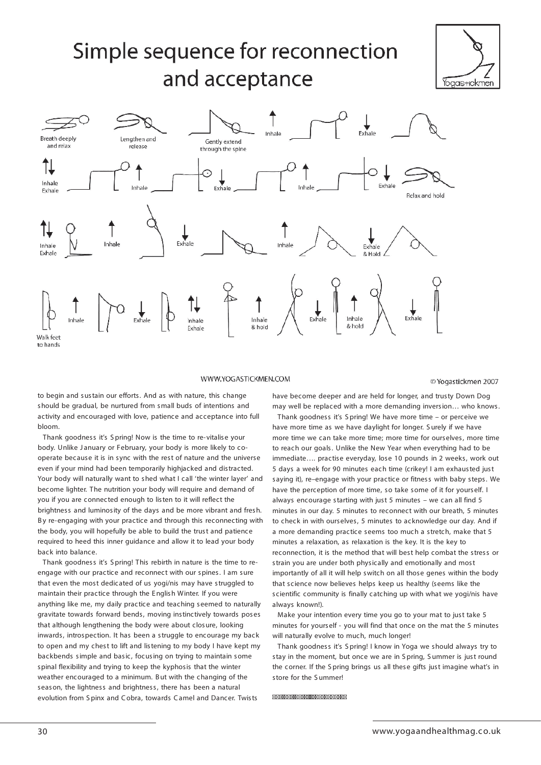# Simple sequence for reconnection and acceptance

Breath deeply and relax

Lengthen and release

Gently extend through the spine

Inhale

Exhale

Inhale Exhale

Inhale

Exhale

Inhale

Exhale

Relax and hold

Inhale Exhale

Inhale

Exhale

Inhale

Exhale & Hold

Walk feet to hands

Inhale

Exhale

Inhale Exhale

Inhale & hold

Exhale

Inhale & hold

Exhale

WWW.YOGASTICKMEN.COM

© Yogastickmen 2007

to begin and sustain our efforts. And as with nature, this change should be gradual, be nurtured from small buds of intentions and activity and encouraged with love, patience and acceptance into full bloom.

Thank goodness it's Spring! Now is the time to re-vitalise your body. Unlike January or February, your body is more likely to co-operate because it is in sync with the rest of nature and the universe even if your mind had been temporarily highjacked and distracted. Your body will naturally want to shed what I call 'the winter layer' and become lighter. The nutrition your body will require and demand of you if you are connected enough to listen to it will reflect the brightness and luminosity of the days and be more vibrant and fresh. By re-engaging with your practice and through this reconnecting with the body, you will hopefully be able to build the trust and patience required to heed this inner guidance and allow it to lead your body back into balance.

Thank goodness it's Spring! This rebirth in nature is the time to re-engage with our practice and reconnect with our spines. I am sure that even the most dedicated of us yogi/nis may have struggled to maintain their practice through the English Winter. If you were anything like me, my daily practice and teaching seemed to naturally gravitate towards forward bends, moving instinctively towards poses that although lengthening the body were about closure, looking inwards, introspection. It has been a struggle to encourage my back to open and my chest to lift and listening to my body I have kept my backbends simple and basic, focusing on trying to maintain some spinal flexibility and trying to keep the kyphosis that the winter weather encouraged to a minimum. But with the changing of the season, the lightness and brightness, there has been a natural evolution from Spinx and Cobra, towards Camel and Dancer. Twists have become deeper and are held for longer, and trusty Down Dog may well be replaced with a more demanding inversion… who knows.

Thank goodness it's Spring! We have more time – or perceive we have more time as we have daylight for longer. Surely if we have more time we can take more time; more time for ourselves, more time to reach our goals. Unlike the New Year when everything had to be immediate…. practise everyday, lose 10 pounds in 2 weeks, work out 5 days a week for 90 minutes each time (crikey! I am exhausted just saying it), re–engage with your practice or fitness with baby steps. We have the perception of more time, so take some of it for yourself. I always encourage starting with just 5 minutes – we can all find 5 minutes in our day. 5 minutes to reconnect with our breath, 5 minutes to check in with ourselves, 5 minutes to acknowledge our day. And if a more demanding practice seems too much a stretch, make that 5 minutes a relaxation, as relaxation is the key. It is the key to reconnection, it is the method that will best help combat the stress or strain you are under both physically and emotionally and most importantly of all it will help switch on all those genes within the body that science now believes helps keep us healthy (seems like the scientific community is finally catching up with what we yogi/nis have always known!).

Make your intention every time you go to your mat to just take 5 minutes for yourself - you will find that once on the mat the 5 minutes will naturally evolve to much, much longer!

Thank goodness it's Spring! I know in Yoga we should always try to stay in the moment, but once we are in Spring, Summer is just round the corner. If the Spring brings us all these gifts just imagine what's in store for the Summer!